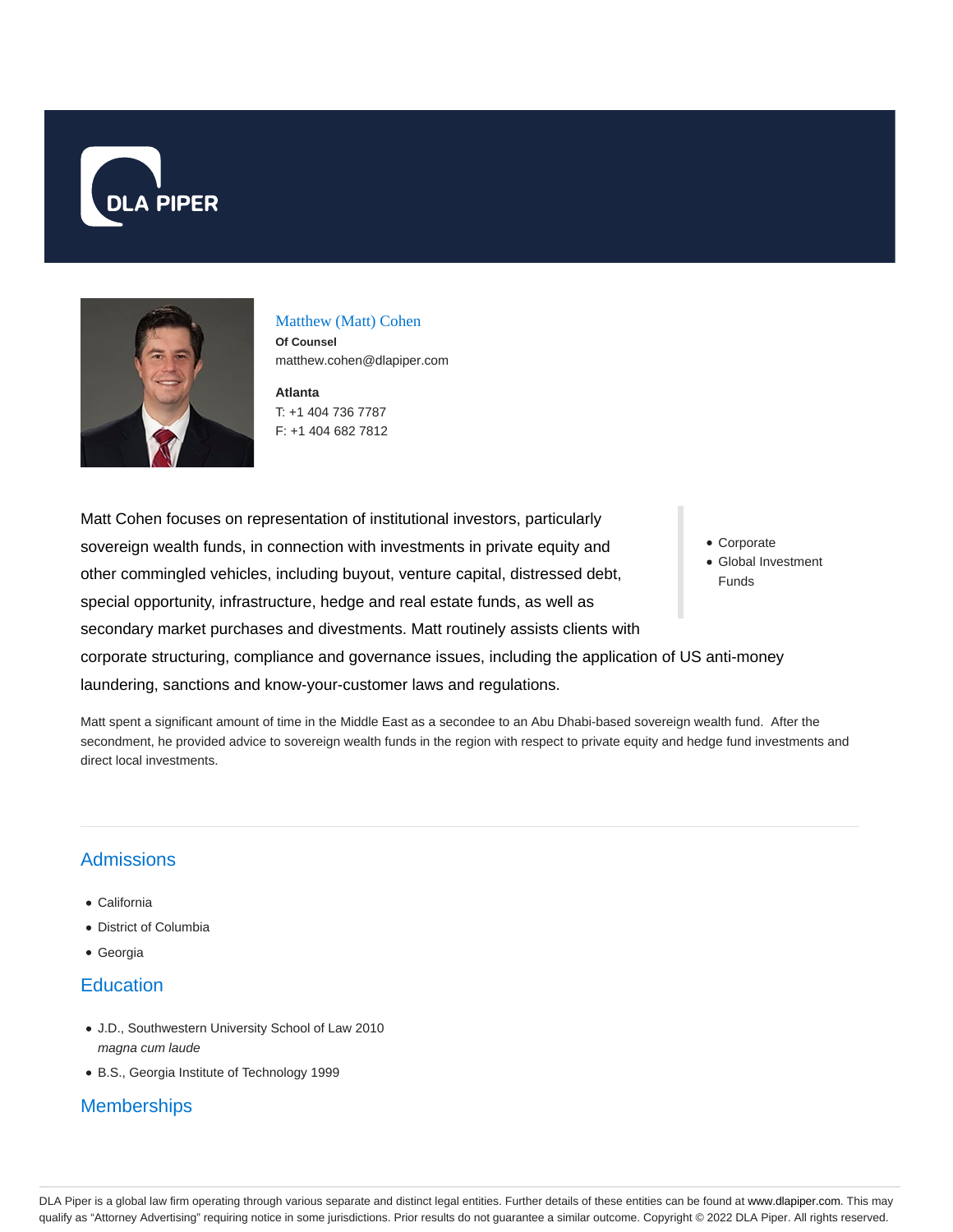# Matthew (Matt) Cohen

**Of Counsel**
matthew.cohen@dlapiper.com

**Atlanta**
T: +1 404 736 7787
F: +1 404 682 7812

- Corporate
- Global Investment Funds

Matt Cohen focuses on representation of institutional investors, particularly sovereign wealth funds, in connection with investments in private equity and other commingled vehicles, including buyout, venture capital, distressed debt, special opportunity, infrastructure, hedge and real estate funds, as well as secondary market purchases and divestments. Matt routinely assists clients with corporate structuring, compliance and governance issues, including the application of US anti-money laundering, sanctions and know-your-customer laws and regulations.

Matt spent a significant amount of time in the Middle East as a secondee to an Abu Dhabi-based sovereign wealth fund. After the secondment, he provided advice to sovereign wealth funds in the region with respect to private equity and hedge fund investments and direct local investments.

## Admissions

- California
- District of Columbia
- Georgia

## Education

- J.D., Southwestern University School of Law 2010
  *magna cum laude*
- B.S., Georgia Institute of Technology 1999

## Memberships

DLA Piper is a global law firm operating through various separate and distinct legal entities. Further details of these entities can be found at www.dlapiper.com. This may qualify as "Attorney Advertising" requiring notice in some jurisdictions. Prior results do not guarantee a similar outcome. Copyright © 2022 DLA Piper. All rights reserved.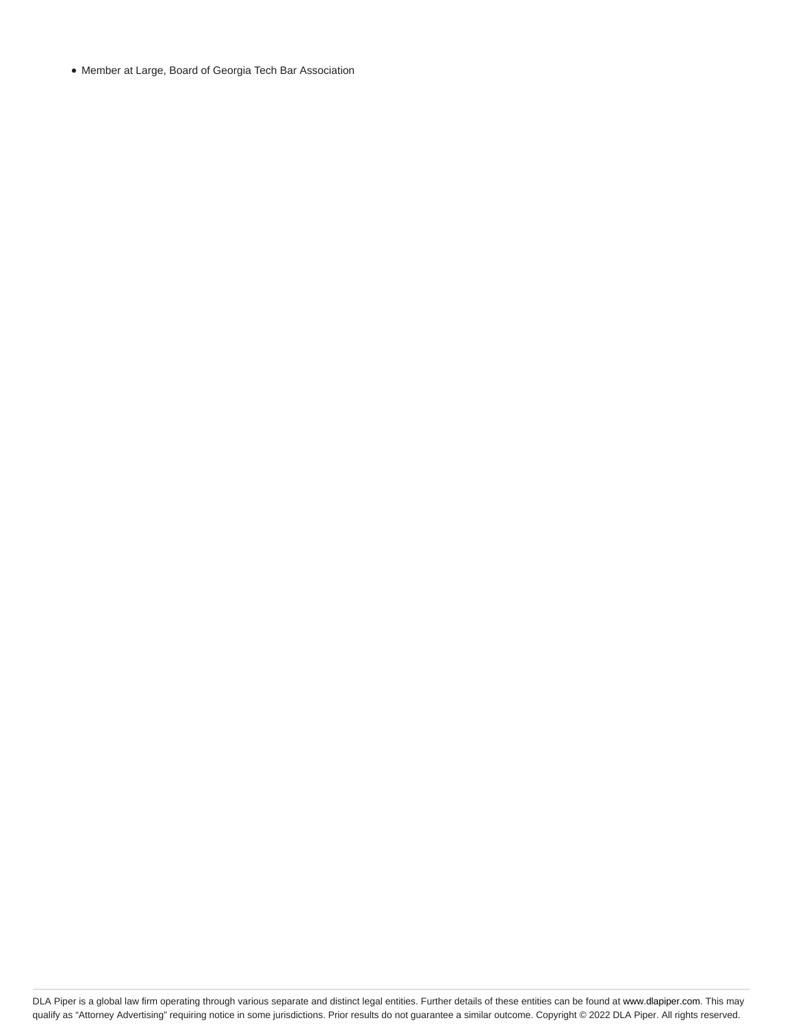- Member at Large, Board of Georgia Tech Bar Association

DLA Piper is a global law firm operating through various separate and distinct legal entities. Further details of these entities can be found at www.dlapiper.com. This may qualify as "Attorney Advertising" requiring notice in some jurisdictions. Prior results do not guarantee a similar outcome. Copyright © 2022 DLA Piper. All rights reserved.